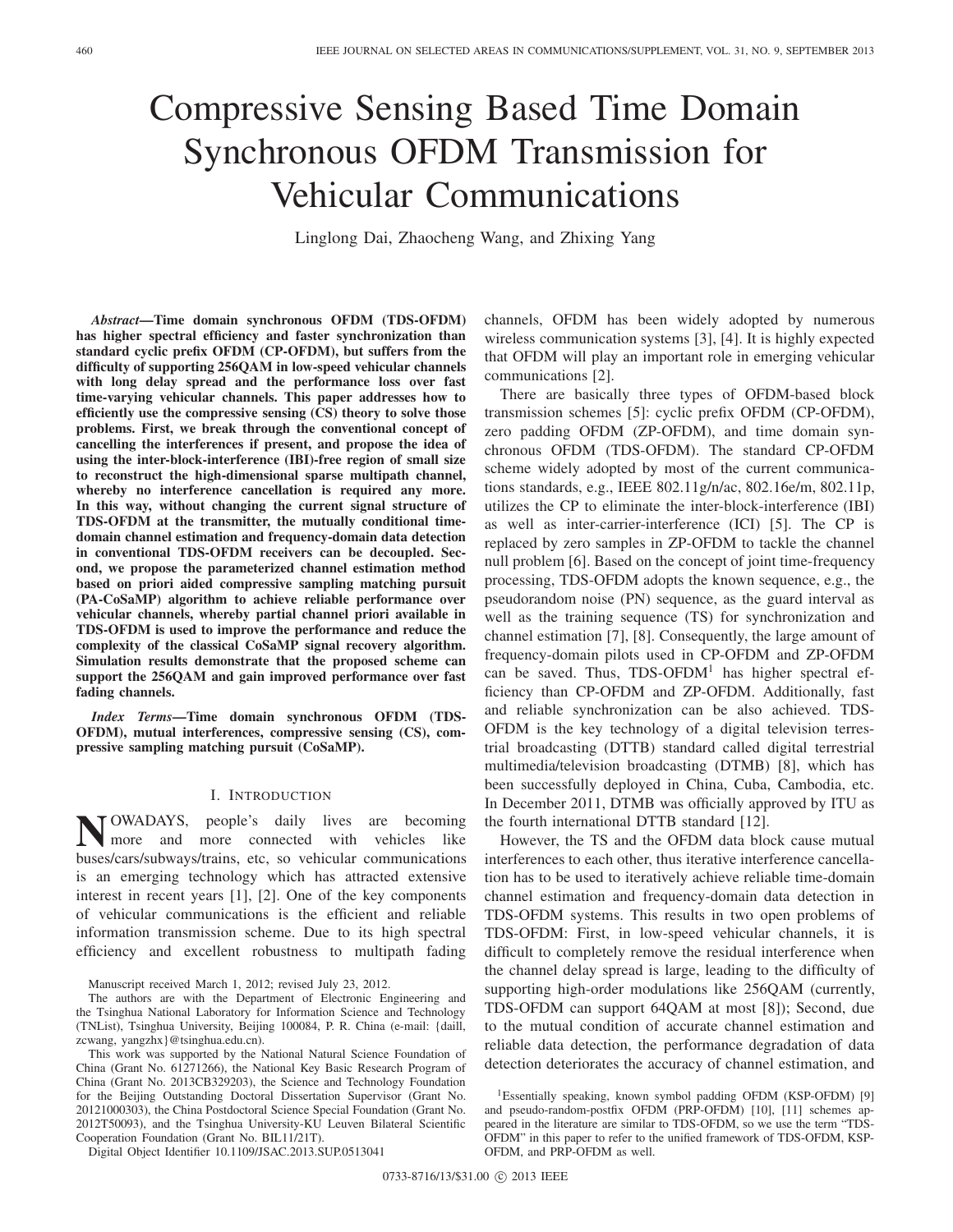# Compressive Sensing Based Time Domain Synchronous OFDM Transmission for Vehicular Communications

Linglong Dai, Zhaocheng Wang, and Zhixing Yang

***Abstract*—Time domain synchronous OFDM (TDS-OFDM) has higher spectral efficiency and faster synchronization than standard cyclic prefix OFDM (CP-OFDM), but suffers from the difficulty of supporting 256QAM in low-speed vehicular channels with long delay spread and the performance loss over fast time-varying vehicular channels. This paper addresses how to efficiently use the compressive sensing (CS) theory to solve those problems. First, we break through the conventional concept of cancelling the interferences if present, and propose the idea of using the inter-block-interference (IBI)-free region of small size to reconstruct the high-dimensional sparse multipath channel, whereby no interference cancellation is required any more. In this way, without changing the current signal structure of TDS-OFDM at the transmitter, the mutually conditional time-domain channel estimation and frequency-domain data detection in conventional TDS-OFDM receivers can be decoupled. Second, we propose the parameterized channel estimation method based on priori aided compressive sampling matching pursuit (PA-CoSaMP) algorithm to achieve reliable performance over vehicular channels, whereby partial channel priori available in TDS-OFDM is used to improve the performance and reduce the complexity of the classical CoSaMP signal recovery algorithm. Simulation results demonstrate that the proposed scheme can support the 256QAM and gain improved performance over fast fading channels.**

***Index Terms*—Time domain synchronous OFDM (TDS-OFDM), mutual interferences, compressive sensing (CS), compressive sampling matching pursuit (CoSaMP).**

## I. Introduction

Nowadays, people's daily lives are becoming more and more connected with vehicles like buses/cars/subways/trains, etc, so vehicular communications is an emerging technology which has attracted extensive interest in recent years [1], [2]. One of the key components of vehicular communications is the efficient and reliable information transmission scheme. Due to its high spectral efficiency and excellent robustness to multipath fading channels, OFDM has been widely adopted by numerous wireless communication systems [3], [4]. It is highly expected that OFDM will play an important role in emerging vehicular communications [2].

There are basically three types of OFDM-based block transmission schemes [5]: cyclic prefix OFDM (CP-OFDM), zero padding OFDM (ZP-OFDM), and time domain synchronous OFDM (TDS-OFDM). The standard CP-OFDM scheme widely adopted by most of the current communications standards, e.g., IEEE 802.11g/n/ac, 802.16e/m, 802.11p, utilizes the CP to eliminate the inter-block-interference (IBI) as well as inter-carrier-interference (ICI) [5]. The CP is replaced by zero samples in ZP-OFDM to tackle the channel null problem [6]. Based on the concept of joint time-frequency processing, TDS-OFDM adopts the known sequence, e.g., the pseudorandom noise (PN) sequence, as the guard interval as well as the training sequence (TS) for synchronization and channel estimation [7], [8]. Consequently, the large amount of frequency-domain pilots used in CP-OFDM and ZP-OFDM can be saved. Thus, TDS-OFDM[1] has higher spectral efficiency than CP-OFDM and ZP-OFDM. Additionally, fast and reliable synchronization can be also achieved. TDS-OFDM is the key technology of a digital television terrestrial broadcasting (DTTB) standard called digital terrestrial multimedia/television broadcasting (DTMB) [8], which has been successfully deployed in China, Cuba, Cambodia, etc. In December 2011, DTMB was officially approved by ITU as the fourth international DTTB standard [12].

However, the TS and the OFDM data block cause mutual interferences to each other, thus iterative interference cancellation has to be used to iteratively achieve reliable time-domain channel estimation and frequency-domain data detection in TDS-OFDM systems. This results in two open problems of TDS-OFDM: First, in low-speed vehicular channels, it is difficult to completely remove the residual interference when the channel delay spread is large, leading to the difficulty of supporting high-order modulations like 256QAM (currently, TDS-OFDM can support 64QAM at most [8]); Second, due to the mutual condition of accurate channel estimation and reliable data detection, the performance degradation of data detection deteriorates the accuracy of channel estimation, and

Manuscript received March 1, 2012; revised July 23, 2012.

The authors are with the Department of Electronic Engineering and the Tsinghua National Laboratory for Information Science and Technology (TNList), Tsinghua University, Beijing 100084, P. R. China (e-mail: {daill, zcwang, yangzhx}@tsinghua.edu.cn).

This work was supported by the National Natural Science Foundation of China (Grant No. 61271266), the National Key Basic Research Program of China (Grant No. 2013CB329203), the Science and Technology Foundation for the Beijing Outstanding Doctoral Dissertation Supervisor (Grant No. 20121000303), the China Postdoctoral Science Special Foundation (Grant No. 2012T50093), and the Tsinghua University-KU Leuven Bilateral Scientific Cooperation Foundation (Grant No. BIL11/21T).

Digital Object Identifier 10.1109/JSAC.2013.SUP.0513041

[1] Essentially speaking, known symbol padding OFDM (KSP-OFDM) [9] and pseudo-random-postfix OFDM (PRP-OFDM) [10], [11] schemes appeared in the literature are similar to TDS-OFDM, so we use the term "TDS-OFDM" in this paper to refer to the unified framework of TDS-OFDM, KSP-OFDM, and PRP-OFDM as well.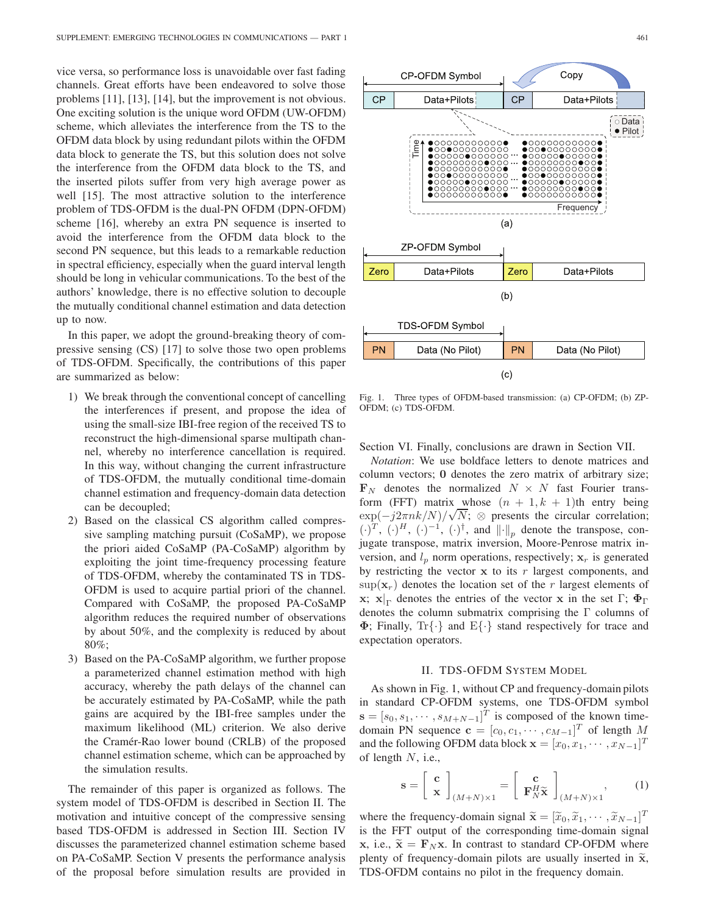vice versa, so performance loss is unavoidable over fast fading channels. Great efforts have been endeavored to solve those problems [11], [13], [14], but the improvement is not obvious. One exciting solution is the unique word OFDM (UW-OFDM) scheme, which alleviates the interference from the TS to the OFDM data block by using redundant pilots within the OFDM data block to generate the TS, but this solution does not solve the interference from the OFDM data block to the TS, and the inserted pilots suffer from very high average power as well [15]. The most attractive solution to the interference problem of TDS-OFDM is the dual-PN OFDM (DPN-OFDM) scheme [16], whereby an extra PN sequence is inserted to avoid the interference from the OFDM data block to the second PN sequence, but this leads to a remarkable reduction in spectral efficiency, especially when the guard interval length should be long in vehicular communications. To the best of the authors' knowledge, there is no effective solution to decouple the mutually conditional channel estimation and data detection up to now.

In this paper, we adopt the ground-breaking theory of compressive sensing (CS) [17] to solve those two open problems of TDS-OFDM. Specifically, the contributions of this paper are summarized as below:

1) We break through the conventional concept of cancelling the interferences if present, and propose the idea of using the small-size IBI-free region of the received TS to reconstruct the high-dimensional sparse multipath channel, whereby no interference cancellation is required. In this way, without changing the current infrastructure of TDS-OFDM, the mutually conditional time-domain channel estimation and frequency-domain data detection can be decoupled;
2) Based on the classical CS algorithm called compressive sampling matching pursuit (CoSaMP), we propose the priori aided CoSaMP (PA-CoSaMP) algorithm by exploiting the joint time-frequency processing feature of TDS-OFDM, whereby the contaminated TS in TDS-OFDM is used to acquire partial priori of the channel. Compared with CoSaMP, the proposed PA-CoSaMP algorithm reduces the required number of observations by about 50%, and the complexity is reduced by about 80%;
3) Based on the PA-CoSaMP algorithm, we further propose a parameterized channel estimation method with high accuracy, whereby the path delays of the channel can be accurately estimated by PA-CoSaMP, while the path gains are acquired by the IBI-free samples under the maximum likelihood (ML) criterion. We also derive the Cramér-Rao lower bound (CRLB) of the proposed channel estimation scheme, which can be approached by the simulation results.

The remainder of this paper is organized as follows. The system model of TDS-OFDM is described in Section II. The motivation and intuitive concept of the compressive sensing based TDS-OFDM is addressed in Section III. Section IV discusses the parameterized channel estimation scheme based on PA-CoSaMP. Section V presents the performance analysis of the proposal before simulation results are provided in Section VI. Finally, conclusions are drawn in Section VII.

CP-OFDM Symbol
Copy
CP
Data+Pilots
CP
Data+Pilots
○ Data
● Pilot
Time
Frequency
(a)

ZP-OFDM Symbol
Zero
Data+Pilots
Zero
Data+Pilots
(b)

TDS-OFDM Symbol
PN
Data (No Pilot)
PN
Data (No Pilot)
(c)

Fig. 1. Three types of OFDM-based transmission: (a) CP-OFDM; (b) ZP-OFDM; (c) TDS-OFDM.

*Notation*: We use boldface letters to denote matrices and column vectors; $\mathbf{0}$ denotes the zero matrix of arbitrary size; $\mathbf{F}_N$ denotes the normalized $N \times N$ fast Fourier transform (FFT) matrix whose $(n+1, k+1)$th entry being $\exp(-j2\pi nk/N)/\sqrt{N}$; $\otimes$ presents the circular correlation; $(\cdot)^T$, $(\cdot)^H$, $(\cdot)^{-1}$, $(\cdot)^{\dagger}$, and $\|\cdot\|_p$ denote the transpose, conjugate transpose, matrix inversion, Moore-Penrose matrix inversion, and $l_p$ norm operations, respectively; $\mathbf{x}_r$ is generated by restricting the vector $\mathbf{x}$ to its $r$ largest components, and $\sup(\mathbf{x}_r)$ denotes the location set of the $r$ largest elements of $\mathbf{x}$; $\mathbf{x}|_\Gamma$ denotes the entries of the vector $\mathbf{x}$ in the set $\Gamma$; $\mathbf{\Phi}_\Gamma$ denotes the column submatrix comprising the $\Gamma$ columns of $\mathbf{\Phi}$; Finally, $\mathrm{Tr}\{\cdot\}$ and $\mathrm{E}\{\cdot\}$ stand respectively for trace and expectation operators.

## II. TDS-OFDM System Model

As shown in Fig. 1, without CP and frequency-domain pilots in standard CP-OFDM systems, one TDS-OFDM symbol $\mathbf{s} = [s_0, s_1, \cdots, s_{M+N-1}]^T$ is composed of the known time-domain PN sequence $\mathbf{c} = [c_0, c_1, \cdots, c_{M-1}]^T$ of length $M$ and the following OFDM data block $\mathbf{x} = [x_0, x_1, \cdots, x_{N-1}]^T$ of length $N$, i.e.,

$$\mathbf{s} = \begin{bmatrix} \mathbf{c} \\ \mathbf{x} \end{bmatrix}_{(M+N)\times 1} = \begin{bmatrix} \mathbf{c} \\ \mathbf{F}_N^H \widetilde{\mathbf{x}} \end{bmatrix}_{(M+N)\times 1}, \tag{1}$$

where the frequency-domain signal $\widetilde{\mathbf{x}} = [\widetilde{x}_0, \widetilde{x}_1, \cdots, \widetilde{x}_{N-1}]^T$ is the FFT output of the corresponding time-domain signal $\mathbf{x}$, i.e., $\widetilde{\mathbf{x}} = \mathbf{F}_N \mathbf{x}$. In contrast to standard CP-OFDM where plenty of frequency-domain pilots are usually inserted in $\widetilde{\mathbf{x}}$, TDS-OFDM contains no pilot in the frequency domain.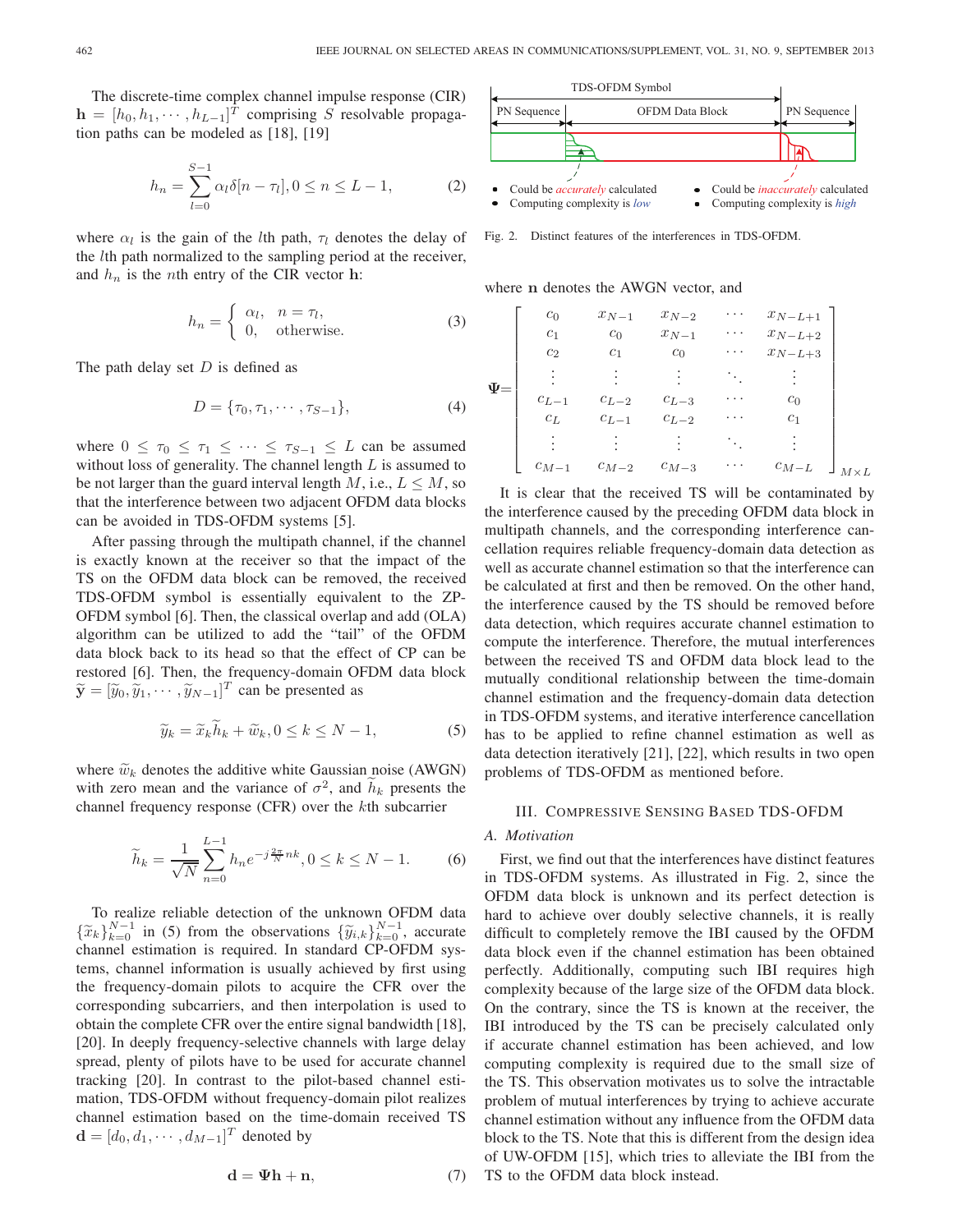The discrete-time complex channel impulse response (CIR) $\mathbf{h} = [h_0, h_1, \cdots, h_{L-1}]^T$ comprising $S$ resolvable propagation paths can be modeled as [18], [19]

$$h_n = \sum_{l=0}^{S-1} \alpha_l \delta[n - \tau_l], 0 \leq n \leq L-1, \tag{2}$$

where $\alpha_l$ is the gain of the $l$th path, $\tau_l$ denotes the delay of the $l$th path normalized to the sampling period at the receiver, and $h_n$ is the $n$th entry of the CIR vector $\mathbf{h}$:

$$h_n = \begin{cases} \alpha_l, & n = \tau_l, \\ 0, & \text{otherwise.} \end{cases} \tag{3}$$

The path delay set $D$ is defined as

$$D = \{\tau_0, \tau_1, \cdots, \tau_{S-1}\}, \tag{4}$$

where $0 \leq \tau_0 \leq \tau_1 \leq \cdots \leq \tau_{S-1} \leq L$ can be assumed without loss of generality. The channel length $L$ is assumed to be not larger than the guard interval length $M$, i.e., $L \leq M$, so that the interference between two adjacent OFDM data blocks can be avoided in TDS-OFDM systems [5].

After passing through the multipath channel, if the channel is exactly known at the receiver so that the impact of the TS on the OFDM data block can be removed, the received TDS-OFDM symbol is essentially equivalent to the ZP-OFDM symbol [6]. Then, the classical overlap and add (OLA) algorithm can be utilized to add the "tail" of the OFDM data block back to its head so that the effect of CP can be restored [6]. Then, the frequency-domain OFDM data block $\widetilde{\mathbf{y}} = [\widetilde{y}_0, \widetilde{y}_1, \cdots, \widetilde{y}_{N-1}]^T$ can be presented as

$$\widetilde{y}_k = \widetilde{x}_k \widetilde{h}_k + \widetilde{w}_k, 0 \leq k \leq N-1, \tag{5}$$

where $\widetilde{w}_k$ denotes the additive white Gaussian noise (AWGN) with zero mean and the variance of $\sigma^2$, and $\widetilde{h}_k$ presents the channel frequency response (CFR) over the $k$th subcarrier

$$\widetilde{h}_k = \frac{1}{\sqrt{N}} \sum_{n=0}^{L-1} h_n e^{-j\frac{2\pi}{N}nk}, 0 \leq k \leq N-1. \tag{6}$$

To realize reliable detection of the unknown OFDM data $\{\widetilde{x}_k\}_{k=0}^{N-1}$ in (5) from the observations $\{\widetilde{y}_{i,k}\}_{k=0}^{N-1}$, accurate channel estimation is required. In standard CP-OFDM systems, channel information is usually achieved by first using the frequency-domain pilots to acquire the CFR over the corresponding subcarriers, and then interpolation is used to obtain the complete CFR over the entire signal bandwidth [18], [20]. In deeply frequency-selective channels with large delay spread, plenty of pilots have to be used for accurate channel tracking [20]. In contrast to the pilot-based channel estimation, TDS-OFDM without frequency-domain pilot realizes channel estimation based on the time-domain received TS $\mathbf{d} = [d_0, d_1, \cdots, d_{M-1}]^T$ denoted by

$$\mathbf{d} = \mathbf{\Psi}\mathbf{h} + \mathbf{n}, \tag{7}$$

TDS-OFDM Symbol: PN Sequence | OFDM Data Block | PN Sequence

- Could be *accurately* calculated
- Computing complexity is *low*

- Could be *inaccurately* calculated
- Computing complexity is *high*

Fig. 2. Distinct features of the interferences in TDS-OFDM.

where $\mathbf{n}$ denotes the AWGN vector, and

$$\mathbf{\Psi} = \begin{bmatrix} c_0 & x_{N-1} & x_{N-2} & \cdots & x_{N-L+1} \\ c_1 & c_0 & x_{N-1} & \cdots & x_{N-L+2} \\ c_2 & c_1 & c_0 & \cdots & x_{N-L+3} \\ \vdots & \vdots & \vdots & \ddots & \vdots \\ c_{L-1} & c_{L-2} & c_{L-3} & \cdots & c_0 \\ c_L & c_{L-1} & c_{L-2} & \cdots & c_1 \\ \vdots & \vdots & \vdots & \ddots & \vdots \\ c_{M-1} & c_{M-2} & c_{M-3} & \cdots & c_{M-L} \end{bmatrix}_{M \times L}$$

It is clear that the received TS will be contaminated by the interference caused by the preceding OFDM data block in multipath channels, and the corresponding interference cancellation requires reliable frequency-domain data detection as well as accurate channel estimation so that the interference can be calculated at first and then be removed. On the other hand, the interference caused by the TS should be removed before data detection, which requires accurate channel estimation to compute the interference. Therefore, the mutual interferences between the received TS and OFDM data block lead to the mutually conditional relationship between the time-domain channel estimation and the frequency-domain data detection in TDS-OFDM systems, and iterative interference cancellation has to be applied to refine channel estimation as well as data detection iteratively [21], [22], which results in two open problems of TDS-OFDM as mentioned before.

## III. Compressive Sensing Based TDS-OFDM

### A. Motivation

First, we find out that the interferences have distinct features in TDS-OFDM systems. As illustrated in Fig. 2, since the OFDM data block is unknown and its perfect detection is hard to achieve over doubly selective channels, it is really difficult to completely remove the IBI caused by the OFDM data block even if the channel estimation has been obtained perfectly. Additionally, computing such IBI requires high complexity because of the large size of the OFDM data block. On the contrary, since the TS is known at the receiver, the IBI introduced by the TS can be precisely calculated only if accurate channel estimation has been achieved, and low computing complexity is required due to the small size of the TS. This observation motivates us to solve the intractable problem of mutual interferences by trying to achieve accurate channel estimation without any influence from the OFDM data block to the TS. Note that this is different from the design idea of UW-OFDM [15], which tries to alleviate the IBI from the TS to the OFDM data block instead.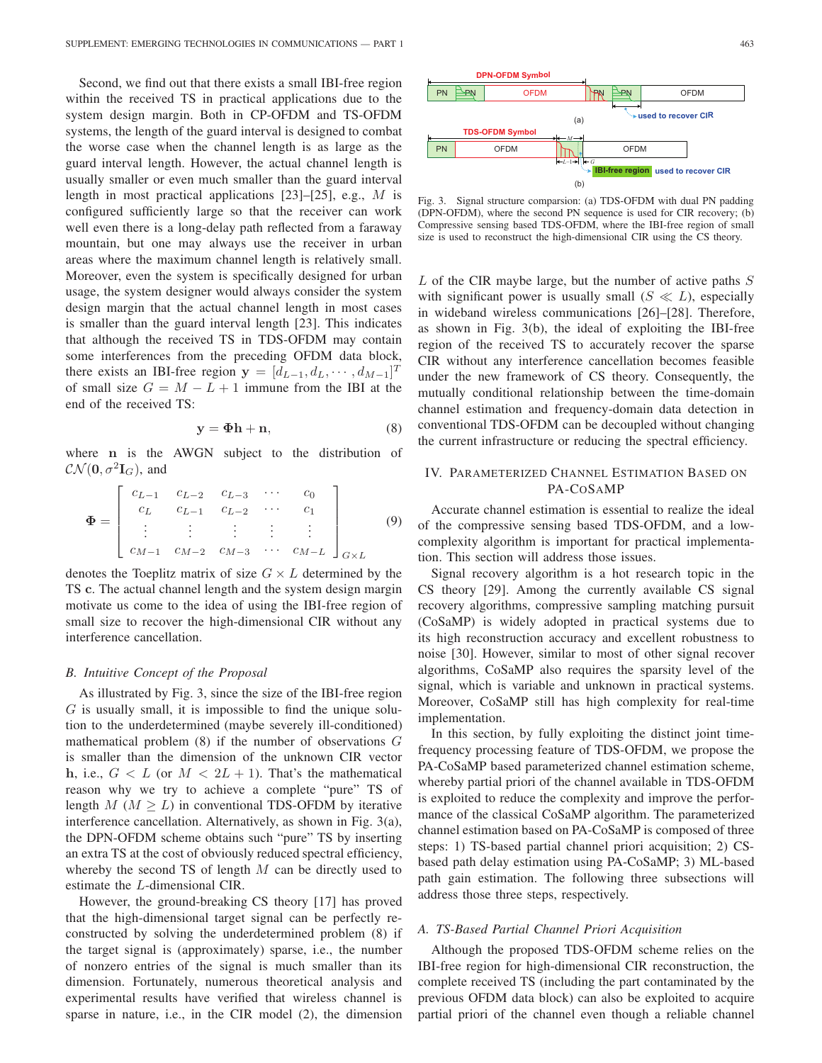Second, we find out that there exists a small IBI-free region within the received TS in practical applications due to the system design margin. Both in CP-OFDM and TS-OFDM systems, the length of the guard interval is designed to combat the worse case when the channel length is as large as the guard interval length. However, the actual channel length is usually smaller or even much smaller than the guard interval length in most practical applications [23]–[25], e.g., $M$ is configured sufficiently large so that the receiver can work well even there is a long-delay path reflected from a faraway mountain, but one may always use the receiver in urban areas where the maximum channel length is relatively small. Moreover, even the system is specifically designed for urban usage, the system designer would always consider the system design margin that the actual channel length in most cases is smaller than the guard interval length [23]. This indicates that although the received TS in TDS-OFDM may contain some interferences from the preceding OFDM data block, there exists an IBI-free region $\mathbf{y} = [d_{L-1}, d_L, \cdots, d_{M-1}]^T$ of small size $G = M - L + 1$ immune from the IBI at the end of the received TS:

$$\mathbf{y} = \mathbf{\Phi}\mathbf{h} + \mathbf{n}, \tag{8}$$

where $\mathbf{n}$ is the AWGN subject to the distribution of $\mathcal{CN}(\mathbf{0}, \sigma^2\mathbf{I}_G)$, and

$$\mathbf{\Phi} = \begin{bmatrix} c_{L-1} & c_{L-2} & c_{L-3} & \cdots & c_0 \\ c_L & c_{L-1} & c_{L-2} & \cdots & c_1 \\ \vdots & \vdots & \vdots & \vdots & \vdots \\ c_{M-1} & c_{M-2} & c_{M-3} & \cdots & c_{M-L} \end{bmatrix}_{G\times L} \tag{9}$$

denotes the Toeplitz matrix of size $G \times L$ determined by the TS $\mathbf{c}$. The actual channel length and the system design margin motivate us come to the idea of using the IBI-free region of small size to recover the high-dimensional CIR without any interference cancellation.

### *B. Intuitive Concept of the Proposal*

As illustrated by Fig. 3, since the size of the IBI-free region $G$ is usually small, it is impossible to find the unique solution to the underdetermined (maybe severely ill-conditioned) mathematical problem (8) if the number of observations $G$ is smaller than the dimension of the unknown CIR vector $\mathbf{h}$, i.e., $G < L$ (or $M < 2L + 1$). That's the mathematical reason why we try to achieve a complete "pure" TS of length $M$ ($M \geq L$) in conventional TDS-OFDM by iterative interference cancellation. Alternatively, as shown in Fig. 3(a), the DPN-OFDM scheme obtains such "pure" TS by inserting an extra TS at the cost of obviously reduced spectral efficiency, whereby the second TS of length $M$ can be directly used to estimate the $L$-dimensional CIR.

However, the ground-breaking CS theory [17] has proved that the high-dimensional target signal can be perfectly reconstructed by solving the underdetermined problem (8) if the target signal is (approximately) sparse, i.e., the number of nonzero entries of the signal is much smaller than its dimension. Fortunately, numerous theoretical analysis and experimental results have verified that wireless channel is sparse in nature, i.e., in the CIR model (2), the dimension $L$ of the CIR maybe large, but the number of active paths $S$ with significant power is usually small ($S \ll L$), especially in wideband wireless communications [26]–[28]. Therefore, as shown in Fig. 3(b), the ideal of exploiting the IBI-free region of the received TS to accurately recover the sparse CIR without any interference cancellation becomes feasible under the new framework of CS theory. Consequently, the mutually conditional relationship between the time-domain channel estimation and frequency-domain data detection in conventional TDS-OFDM can be decoupled without changing the current infrastructure or reducing the spectral efficiency.

Fig. 3. Signal structure comparsion: (a) TDS-OFDM with dual PN padding (DPN-OFDM), where the second PN sequence is used for CIR recovery; (b) Compressive sensing based TDS-OFDM, where the IBI-free region of small size is used to reconstruct the high-dimensional CIR using the CS theory.

## IV. Parameterized Channel Estimation Based on PA-CoSaMP

Accurate channel estimation is essential to realize the ideal of the compressive sensing based TDS-OFDM, and a low-complexity algorithm is important for practical implementation. This section will address those issues.

Signal recovery algorithm is a hot research topic in the CS theory [29]. Among the currently available CS signal recovery algorithms, compressive sampling matching pursuit (CoSaMP) is widely adopted in practical systems due to its high reconstruction accuracy and excellent robustness to noise [30]. However, similar to most of other signal recover algorithms, CoSaMP also requires the sparsity level of the signal, which is variable and unknown in practical systems. Moreover, CoSaMP still has high complexity for real-time implementation.

In this section, by fully exploiting the distinct joint time-frequency processing feature of TDS-OFDM, we propose the PA-CoSaMP based parameterized channel estimation scheme, whereby partial priori of the channel available in TDS-OFDM is exploited to reduce the complexity and improve the performance of the classical CoSaMP algorithm. The parameterized channel estimation based on PA-CoSaMP is composed of three steps: 1) TS-based partial channel priori acquisition; 2) CS-based path delay estimation using PA-CoSaMP; 3) ML-based path gain estimation. The following three subsections will address those three steps, respectively.

### *A. TS-Based Partial Channel Priori Acquisition*

Although the proposed TDS-OFDM scheme relies on the IBI-free region for high-dimensional CIR reconstruction, the complete received TS (including the part contaminated by the previous OFDM data block) can also be exploited to acquire partial priori of the channel even though a reliable channel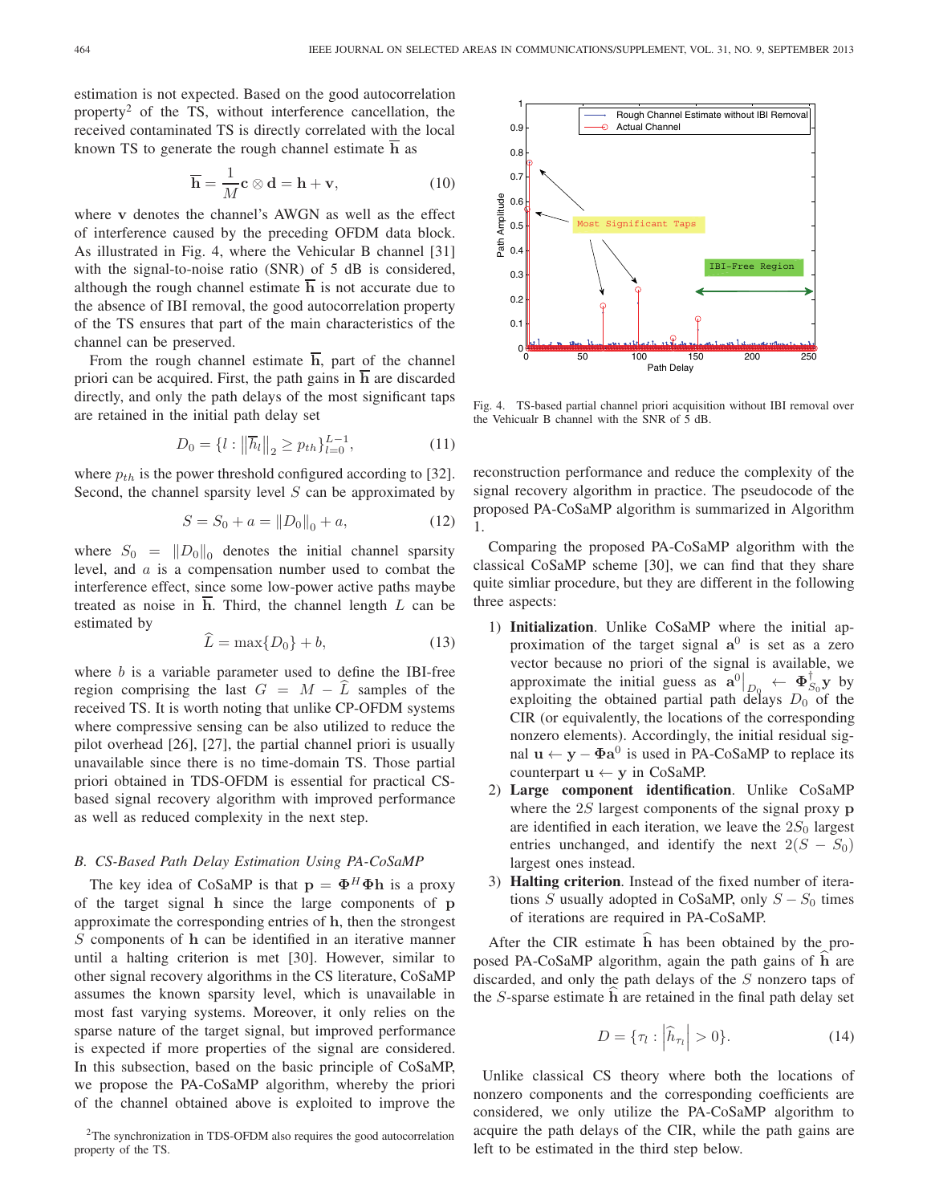estimation is not expected. Based on the good autocorrelation property[2] of the TS, without interference cancellation, the received contaminated TS is directly correlated with the local known TS to generate the rough channel estimate $\overline{\mathbf{h}}$ as

$$\overline{\mathbf{h}} = \frac{1}{M}\mathbf{c} \otimes \mathbf{d} = \mathbf{h} + \mathbf{v}, \tag{10}$$

where $\mathbf{v}$ denotes the channel's AWGN as well as the effect of interference caused by the preceding OFDM data block. As illustrated in Fig. 4, where the Vehicular B channel [31] with the signal-to-noise ratio (SNR) of 5 dB is considered, although the rough channel estimate $\overline{\mathbf{h}}$ is not accurate due to the absence of IBI removal, the good autocorrelation property of the TS ensures that part of the main characteristics of the channel can be preserved.

From the rough channel estimate $\overline{\mathbf{h}}$, part of the channel priori can be acquired. First, the path gains in $\overline{\mathbf{h}}$ are discarded directly, and only the path delays of the most significant taps are retained in the initial path delay set

$$D_0 = \{l : \left\|\overline{h}_l\right\|_2 \geq p_{th}\}_{l=0}^{L-1}, \tag{11}$$

where $p_{th}$ is the power threshold configured according to [32]. Second, the channel sparsity level $S$ can be approximated by

$$S = S_0 + a = \left\|D_0\right\|_0 + a, \tag{12}$$

where $S_0 = \left\|D_0\right\|_0$ denotes the initial channel sparsity level, and $a$ is a compensation number used to combat the interference effect, since some low-power active paths maybe treated as noise in $\overline{\mathbf{h}}$. Third, the channel length $L$ can be estimated by

$$\widehat{L} = \max\{D_0\} + b, \tag{13}$$

where $b$ is a variable parameter used to define the IBI-free region comprising the last $G = M - \widehat{L}$ samples of the received TS. It is worth noting that unlike CP-OFDM systems where compressive sensing can be also utilized to reduce the pilot overhead [26], [27], the partial channel priori is usually unavailable since there is no time-domain TS. Those partial priori obtained in TDS-OFDM is essential for practical CS-based signal recovery algorithm with improved performance as well as reduced complexity in the next step.

Fig. 4. TS-based partial channel priori acquisition without IBI removal over the Vehicualr B channel with the SNR of 5 dB.

### B. CS-Based Path Delay Estimation Using PA-CoSaMP

The key idea of CoSaMP is that $\mathbf{p} = \mathbf{\Phi}^H\mathbf{\Phi}\mathbf{h}$ is a proxy of the target signal $\mathbf{h}$ since the large components of $\mathbf{p}$ approximate the corresponding entries of $\mathbf{h}$, then the strongest $S$ components of $\mathbf{h}$ can be identified in an iterative manner until a halting criterion is met [30]. However, similar to other signal recovery algorithms in the CS literature, CoSaMP assumes the known sparsity level, which is unavailable in most fast varying systems. Moreover, it only relies on the sparse nature of the target signal, but improved performance is expected if more properties of the signal are considered. In this subsection, based on the basic principle of CoSaMP, we propose the PA-CoSaMP algorithm, whereby the priori of the channel obtained above is exploited to improve the reconstruction performance and reduce the complexity of the signal recovery algorithm in practice. The pseudocode of the proposed PA-CoSaMP algorithm is summarized in Algorithm 1.

Comparing the proposed PA-CoSaMP algorithm with the classical CoSaMP scheme [30], we can find that they share quite simliar procedure, but they are different in the following three aspects:

1) **Initialization**. Unlike CoSaMP where the initial approximation of the target signal $\mathbf{a}^0$ is set as a zero vector because no priori of the signal is available, we approximate the initial guess as $\mathbf{a}^0\big|_{D_0} \leftarrow \mathbf{\Phi}^{\dagger}_{S_0}\mathbf{y}$ by exploiting the obtained partial path delays $D_0$ of the CIR (or equivalently, the locations of the corresponding nonzero elements). Accordingly, the initial residual signal $\mathbf{u} \leftarrow \mathbf{y} - \mathbf{\Phi}\mathbf{a}^0$ is used in PA-CoSaMP to replace its counterpart $\mathbf{u} \leftarrow \mathbf{y}$ in CoSaMP.
2) **Large component identification**. Unlike CoSaMP where the $2S$ largest components of the signal proxy $\mathbf{p}$ are identified in each iteration, we leave the $2S_0$ largest entries unchanged, and identify the next $2(S - S_0)$ largest ones instead.
3) **Halting criterion**. Instead of the fixed number of iterations $S$ usually adopted in CoSaMP, only $S - S_0$ times of iterations are required in PA-CoSaMP.

After the CIR estimate $\widehat{\mathbf{h}}$ has been obtained by the proposed PA-CoSaMP algorithm, again the path gains of $\widehat{\mathbf{h}}$ are discarded, and only the path delays of the $S$ nonzero taps of the $S$-sparse estimate $\widehat{\mathbf{h}}$ are retained in the final path delay set

$$D = \{\tau_l : \left|\widehat{h}_{\tau_l}\right| > 0\}. \tag{14}$$

Unlike classical CS theory where both the locations of nonzero components and the corresponding coefficients are considered, we only utilize the PA-CoSaMP algorithm to acquire the path delays of the CIR, while the path gains are left to be estimated in the third step below.

[2] The synchronization in TDS-OFDM also requires the good autocorrelation property of the TS.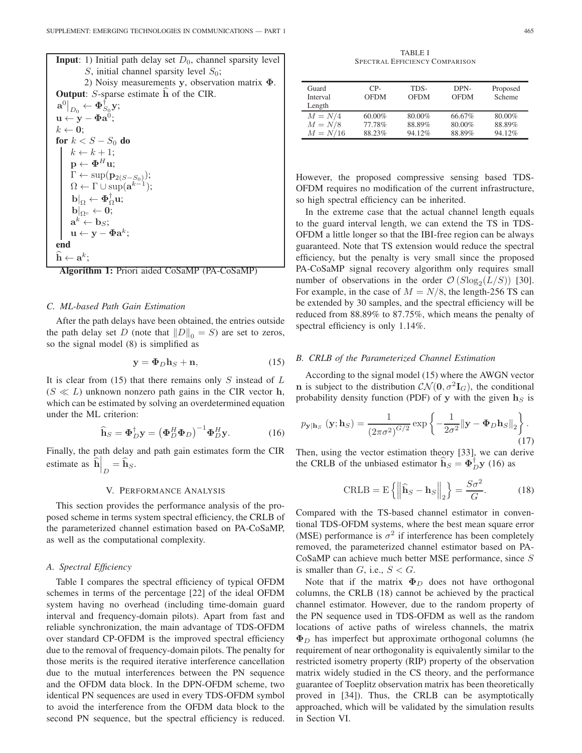**Input**: 1) Initial path delay set $D_0$, channel sparsity level $S$, initial channel sparsity level $S_0$;
2) Noisy measurements $\mathbf{y}$, observation matrix $\mathbf{\Phi}$.

**Output**: $S$-sparse estimate $\widehat{\mathbf{h}}$ of the CIR.

$\mathbf{a}^0\big|_{D_0} \leftarrow \mathbf{\Phi}_{S_0}^{\dagger}\mathbf{y}$;
$\mathbf{u} \leftarrow \mathbf{y} - \mathbf{\Phi}\mathbf{a}^0$;
$k \leftarrow \mathbf{0}$;
**for** $k < S - S_0$ **do**
  $k \leftarrow k + 1$;
  $\mathbf{p} \leftarrow \mathbf{\Phi}^H \mathbf{u}$;
  $\Gamma \leftarrow \sup(\mathbf{p}_{2(S-S_0)})$;
  $\Omega \leftarrow \Gamma \cup \sup(\mathbf{a}^{k-1})$;
  $\mathbf{b}|_{\Omega} \leftarrow \mathbf{\Phi}_{\Omega}^{\dagger}\mathbf{u}$;
  $\mathbf{b}|_{\Omega^c} \leftarrow \mathbf{0}$;
  $\mathbf{a}^k \leftarrow \mathbf{b}_S$;
  $\mathbf{u} \leftarrow \mathbf{y} - \mathbf{\Phi}\mathbf{a}^k$;
**end**
$\widehat{\mathbf{h}} \leftarrow \mathbf{a}^k$;

**Algorithm 1:** Priori aided CoSaMP (PA-CoSaMP)

### C. ML-based Path Gain Estimation

After the path delays have been obtained, the entries outside the path delay set $D$ (note that $\|D\|_0 = S$) are set to zeros, so the signal model (8) is simplified as

$$\mathbf{y} = \mathbf{\Phi}_D \mathbf{h}_S + \mathbf{n}, \tag{15}$$

It is clear from (15) that there remains only $S$ instead of $L$ ($S \ll L$) unknown nonzero path gains in the CIR vector $\mathbf{h}$, which can be estimated by solving an overdetermined equation under the ML criterion:

$$\widehat{\mathbf{h}}_S = \mathbf{\Phi}_D^{\dagger}\mathbf{y} = \left(\mathbf{\Phi}_D^H \mathbf{\Phi}_D\right)^{-1} \mathbf{\Phi}_D^H \mathbf{y}. \tag{16}$$

Finally, the path delay and path gain estimates form the CIR estimate as $\widehat{\mathbf{h}}\Big|_D = \widehat{\mathbf{h}}_S$.

## V. Performance Analysis

This section provides the performance analysis of the proposed scheme in terms system spectral efficiency, the CRLB of the parameterized channel estimation based on PA-CoSaMP, as well as the computational complexity.

### A. Spectral Efficiency

Table I compares the spectral efficiency of typical OFDM schemes in terms of the percentage [22] of the ideal OFDM system having no overhead (including time-domain guard interval and frequency-domain pilots). Apart from fast and reliable synchronization, the main advantage of TDS-OFDM over standard CP-OFDM is the improved spectral efficiency due to the removal of frequency-domain pilots. The penalty for those merits is the required iterative interference cancellation due to the mutual interferences between the PN sequence and the OFDM data block. In the DPN-OFDM scheme, two identical PN sequences are used in every TDS-OFDM symbol to avoid the interference from the OFDM data block to the second PN sequence, but the spectral efficiency is reduced. However, the proposed compressive sensing based TDS-OFDM requires no modification of the current infrastructure, so high spectral efficiency can be inherited.

TABLE I
Spectral Efficiency Comparison

| Guard Interval Length | CP-OFDM | TDS-OFDM | DPN-OFDM | Proposed Scheme |
|---|---|---|---|---|
| $M = N/4$ | 60.00% | 80.00% | 66.67% | 80.00% |
| $M = N/8$ | 77.78% | 88.89% | 80.00% | 88.89% |
| $M = N/16$ | 88.23% | 94.12% | 88.89% | 94.12% |

In the extreme case that the actual channel length equals to the guard interval length, we can extend the TS in TDS-OFDM a little longer so that the IBI-free region can be always guaranteed. Note that TS extension would reduce the spectral efficiency, but the penalty is very small since the proposed PA-CoSaMP signal recovery algorithm only requires small number of observations in the order $\mathcal{O}\left(S\log_2(L/S)\right)$ [30]. For example, in the case of $M = N/8$, the length-256 TS can be extended by 30 samples, and the spectral efficiency will be reduced from 88.89% to 87.75%, which means the penalty of spectral efficiency is only 1.14%.

### B. CRLB of the Parameterized Channel Estimation

According to the signal model (15) where the AWGN vector $\mathbf{n}$ is subject to the distribution $\mathcal{CN}(\mathbf{0}, \sigma^2\mathbf{I}_G)$, the conditional probability density function (PDF) of $\mathbf{y}$ with the given $\mathbf{h}_S$ is

$$p_{\mathbf{y}|\mathbf{h}_S}\left(\mathbf{y};\mathbf{h}_S\right) = \frac{1}{\left(2\pi\sigma^2\right)^{G/2}} \exp\left\{-\frac{1}{2\sigma^2}\|\mathbf{y} - \mathbf{\Phi}_D\mathbf{h}_S\|_2\right\}. \tag{17}$$

Then, using the vector estimation theory [33], we can derive the CRLB of the unbiased estimator $\widehat{\mathbf{h}}_S = \mathbf{\Phi}_D^{\dagger}\mathbf{y}$ (16) as

$$\mathrm{CRLB} = \mathrm{E}\left\{\left\|\widehat{\mathbf{h}}_S - \mathbf{h}_S\right\|_2\right\} = \frac{S\sigma^2}{G}. \tag{18}$$

Compared with the TS-based channel estimator in conventional TDS-OFDM systems, where the best mean square error (MSE) performance is $\sigma^2$ if interference has been completely removed, the parameterized channel estimator based on PA-CoSaMP can achieve much better MSE performance, since $S$ is smaller than $G$, i.e., $S < G$.

Note that if the matrix $\mathbf{\Phi}_D$ does not have orthogonal columns, the CRLB (18) cannot be achieved by the practical channel estimator. However, due to the random property of the PN sequence used in TDS-OFDM as well as the random locations of active paths of wireless channels, the matrix $\mathbf{\Phi}_D$ has imperfect but approximate orthogonal columns (he requirement of near orthogonality is equivalently similar to the restricted isometry property (RIP) property of the observation matrix widely studied in the CS theory, and the performance guarantee of Toeplitz observation matrix has been theoretically proved in [34]). Thus, the CRLB can be asymptotically approached, which will be validated by the simulation results in Section VI.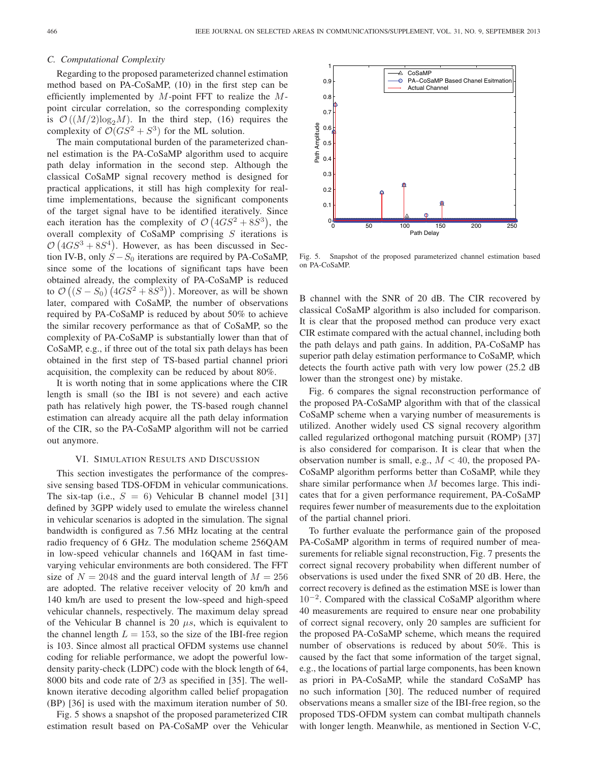### C. Computational Complexity

Regarding to the proposed parameterized channel estimation method based on PA-CoSaMP, (10) in the first step can be efficiently implemented by $M$-point FFT to realize the $M$-point circular correlation, so the corresponding complexity is $\mathcal{O}\left((M/2)\log_2 M\right)$. In the third step, (16) requires the complexity of $\mathcal{O}(GS^2 + S^3)$ for the ML solution.

The main computational burden of the parameterized channel estimation is the PA-CoSaMP algorithm used to acquire path delay information in the second step. Although the classical CoSaMP signal recovery method is designed for practical applications, it still has high complexity for real-time implementations, because the significant components of the target signal have to be identified iteratively. Since each iteration has the complexity of $\mathcal{O}\left(4GS^2 + 8S^3\right)$, the overall complexity of CoSaMP comprising $S$ iterations is $\mathcal{O}\left(4GS^3 + 8S^4\right)$. However, as has been discussed in Section IV-B, only $S - S_0$ iterations are required by PA-CoSaMP, since some of the locations of significant taps have been obtained already, the complexity of PA-CoSaMP is reduced to $\mathcal{O}\left((S - S_0)\left(4GS^2 + 8S^3\right)\right)$. Moreover, as will be shown later, compared with CoSaMP, the number of observations required by PA-CoSaMP is reduced by about 50% to achieve the similar recovery performance as that of CoSaMP, so the complexity of PA-CoSaMP is substantially lower than that of CoSaMP, e.g., if three out of the total six path delays has been obtained in the first step of TS-based partial channel priori acquisition, the complexity can be reduced by about 80%.

It is worth noting that in some applications where the CIR length is small (so the IBI is not severe) and each active path has relatively high power, the TS-based rough channel estimation can already acquire all the path delay information of the CIR, so the PA-CoSaMP algorithm will not be carried out anymore.

## VI. Simulation Results and Discussion

This section investigates the performance of the compressive sensing based TDS-OFDM in vehicular communications. The six-tap (i.e., $S = 6$) Vehicular B channel model [31] defined by 3GPP widely used to emulate the wireless channel in vehicular scenarios is adopted in the simulation. The signal bandwidth is configured as 7.56 MHz locating at the central radio frequency of 6 GHz. The modulation scheme 256QAM in low-speed vehicular channels and 16QAM in fast time-varying vehicular environments are both considered. The FFT size of $N = 2048$ and the guard interval length of $M = 256$ are adopted. The relative receiver velocity of 20 km/h and 140 km/h are used to present the low-speed and high-speed vehicular channels, respectively. The maximum delay spread of the Vehicular B channel is 20 $\mu s$, which is equivalent to the channel length $L = 153$, so the size of the IBI-free region is 103. Since almost all practical OFDM systems use channel coding for reliable performance, we adopt the powerful low-density parity-check (LDPC) code with the block length of 64,8000 bits and code rate of 2/3 as specified in [35]. The well-known iterative decoding algorithm called belief propagation (BP) [36] is used with the maximum iteration number of 50.

Fig. 5 shows a snapshot of the proposed parameterized CIR estimation result based on PA-CoSaMP over the Vehicular B channel with the SNR of 20 dB. The CIR recovered by classical CoSaMP algorithm is also included for comparison. It is clear that the proposed method can produce very exact CIR estimate compared with the actual channel, including both the path delays and path gains. In addition, PA-CoSaMP has superior path delay estimation performance to CoSaMP, which detects the fourth active path with very low power (25.2 dB lower than the strongest one) by mistake.

Fig. 5. Snapshot of the proposed parameterized channel estimation based on PA-CoSaMP.

Fig. 6 compares the signal reconstruction performance of the proposed PA-CoSaMP algorithm with that of the classical CoSaMP scheme when a varying number of measurements is utilized. Another widely used CS signal recovery algorithm called regularized orthogonal matching pursuit (ROMP) [37] is also considered for comparison. It is clear that when the observation number is small, e.g., $M < 40$, the proposed PA-CoSaMP algorithm performs better than CoSaMP, while they share similar performance when $M$ becomes large. This indicates that for a given performance requirement, PA-CoSaMP requires fewer number of measurements due to the exploitation of the partial channel priori.

To further evaluate the performance gain of the proposed PA-CoSaMP algorithm in terms of required number of measurements for reliable signal reconstruction, Fig. 7 presents the correct signal recovery probability when different number of observations is used under the fixed SNR of 20 dB. Here, the correct recovery is defined as the estimation MSE is lower than $10^{-2}$. Compared with the classical CoSaMP algorithm where 40 measurements are required to ensure near one probability of correct signal recovery, only 20 samples are sufficient for the proposed PA-CoSaMP scheme, which means the required number of observations is reduced by about 50%. This is caused by the fact that some information of the target signal, e.g., the locations of partial large components, has been known as priori in PA-CoSaMP, while the standard CoSaMP has no such information [30]. The reduced number of required observations means a smaller size of the IBI-free region, so the proposed TDS-OFDM system can combat multipath channels with longer length. Meanwhile, as mentioned in Section V-C,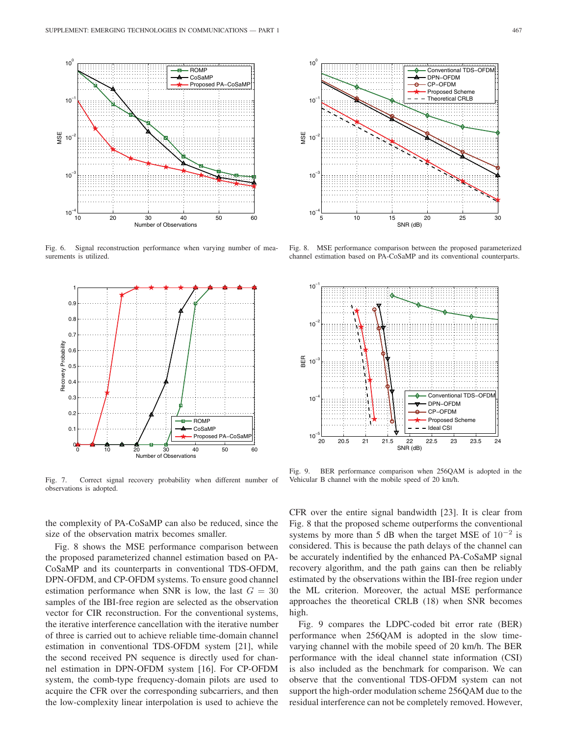Fig. 6. Signal reconstruction performance when varying number of measurements is utilized.

Fig. 7. Correct signal recovery probability when different number of observations is adopted.

Fig. 8. MSE performance comparison between the proposed parameterized channel estimation based on PA-CoSaMP and its conventional counterparts.

Fig. 9. BER performance comparison when 256QAM is adopted in the Vehicular B channel with the mobile speed of 20 km/h.

the complexity of PA-CoSaMP can also be reduced, since the size of the observation matrix becomes smaller.

Fig. 8 shows the MSE performance comparison between the proposed parameterized channel estimation based on PA-CoSaMP and its counterparts in conventional TDS-OFDM, DPN-OFDM, and CP-OFDM systems. To ensure good channel estimation performance when SNR is low, the last $G = 30$ samples of the IBI-free region are selected as the observation vector for CIR reconstruction. For the conventional systems, the iterative interference cancellation with the iterative number of three is carried out to achieve reliable time-domain channel estimation in conventional TDS-OFDM system [21], while the second received PN sequence is directly used for channel estimation in DPN-OFDM system [16]. For CP-OFDM system, the comb-type frequency-domain pilots are used to acquire the CFR over the corresponding subcarriers, and then the low-complexity linear interpolation is used to achieve the CFR over the entire signal bandwidth [23]. It is clear from Fig. 8 that the proposed scheme outperforms the conventional systems by more than 5 dB when the target MSE of $10^{-2}$ is considered. This is because the path delays of the channel can be accurately indentified by the enhanced PA-CoSaMP signal recovery algorithm, and the path gains can then be reliably estimated by the observations within the IBI-free region under the ML criterion. Moreover, the actual MSE performance approaches the theoretical CRLB (18) when SNR becomes high.

Fig. 9 compares the LDPC-coded bit error rate (BER) performance when 256QAM is adopted in the slow time-varying channel with the mobile speed of 20 km/h. The BER performance with the ideal channel state information (CSI) is also included as the benchmark for comparison. We can observe that the conventional TDS-OFDM system can not support the high-order modulation scheme 256QAM due to the residual interference can not be completely removed. However,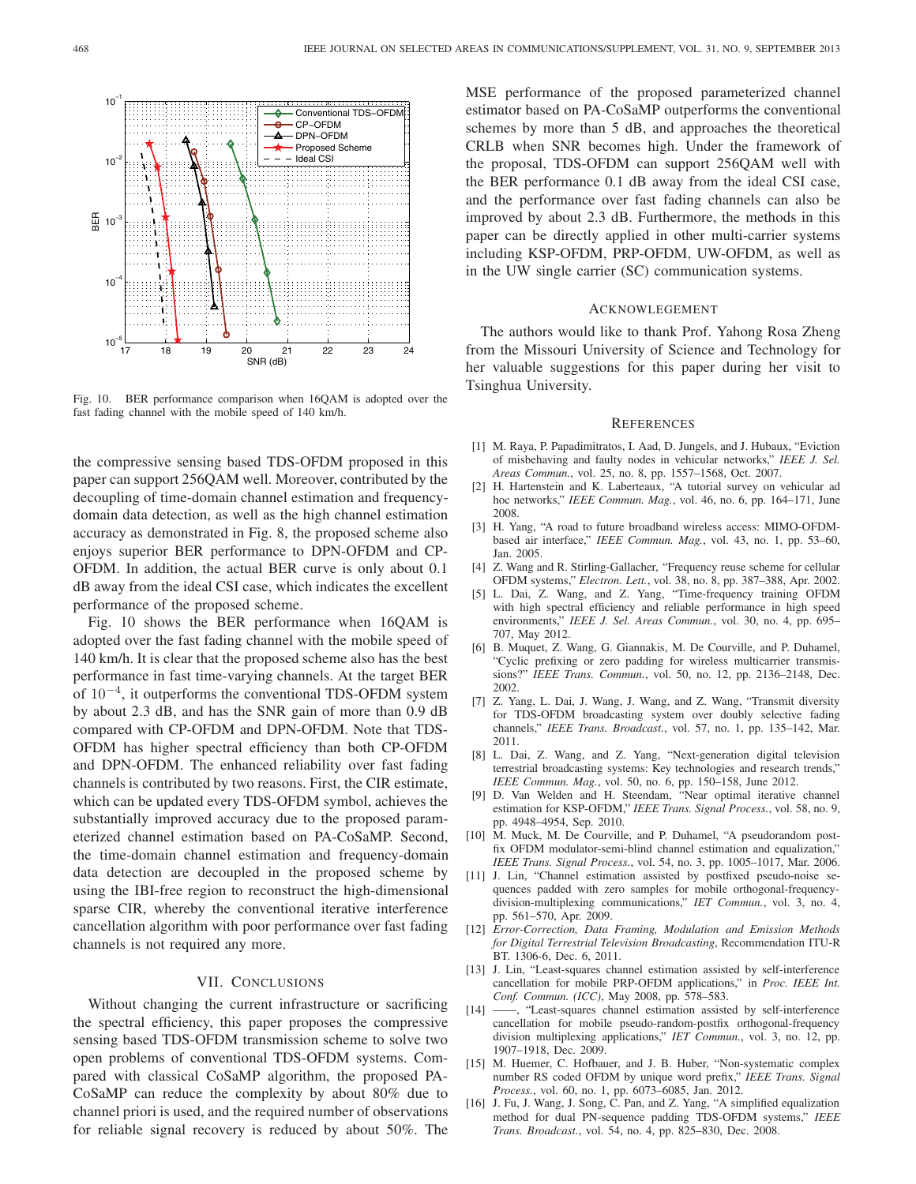Fig. 10. BER performance comparison when 16QAM is adopted over the fast fading channel with the mobile speed of 140 km/h.

the compressive sensing based TDS-OFDM proposed in this paper can support 256QAM well. Moreover, contributed by the decoupling of time-domain channel estimation and frequency-domain data detection, as well as the high channel estimation accuracy as demonstrated in Fig. 8, the proposed scheme also enjoys superior BER performance to DPN-OFDM and CP-OFDM. In addition, the actual BER curve is only about 0.1 dB away from the ideal CSI case, which indicates the excellent performance of the proposed scheme.

Fig. 10 shows the BER performance when 16QAM is adopted over the fast fading channel with the mobile speed of 140 km/h. It is clear that the proposed scheme also has the best performance in fast time-varying channels. At the target BER of $10^{-4}$, it outperforms the conventional TDS-OFDM system by about 2.3 dB, and has the SNR gain of more than 0.9 dB compared with CP-OFDM and DPN-OFDM. Note that TDS-OFDM has higher spectral efficiency than both CP-OFDM and DPN-OFDM. The enhanced reliability over fast fading channels is contributed by two reasons. First, the CIR estimate, which can be updated every TDS-OFDM symbol, achieves the substantially improved accuracy due to the proposed parameterized channel estimation based on PA-CoSaMP. Second, the time-domain channel estimation and frequency-domain data detection are decoupled in the proposed scheme by using the IBI-free region to reconstruct the high-dimensional sparse CIR, whereby the conventional iterative interference cancellation algorithm with poor performance over fast fading channels is not required any more.

## VII. Conclusions

Without changing the current infrastructure or sacrificing the spectral efficiency, this paper proposes the compressive sensing based TDS-OFDM transmission scheme to solve two open problems of conventional TDS-OFDM systems. Compared with classical CoSaMP algorithm, the proposed PA-CoSaMP can reduce the complexity by about 80% due to channel priori is used, and the required number of observations for reliable signal recovery is reduced by about 50%. The MSE performance of the proposed parameterized channel estimator based on PA-CoSaMP outperforms the conventional schemes by more than 5 dB, and approaches the theoretical CRLB when SNR becomes high. Under the framework of the proposal, TDS-OFDM can support 256QAM well with the BER performance 0.1 dB away from the ideal CSI case, and the performance over fast fading channels can also be improved by about 2.3 dB. Furthermore, the methods in this paper can be directly applied in other multi-carrier systems including KSP-OFDM, PRP-OFDM, UW-OFDM, as well as in the UW single carrier (SC) communication systems.

## Acknowlegement

The authors would like to thank Prof. Yahong Rosa Zheng from the Missouri University of Science and Technology for her valuable suggestions for this paper during her visit to Tsinghua University.

## References

[1] M. Raya, P. Papadimitratos, I. Aad, D. Jungels, and J. Hubaux, "Eviction of misbehaving and faulty nodes in vehicular networks," *IEEE J. Sel. Areas Commun.*, vol. 25, no. 8, pp. 1557–1568, Oct. 2007.

[2] H. Hartenstein and K. Laberteaux, "A tutorial survey on vehicular ad hoc networks," *IEEE Commun. Mag.*, vol. 46, no. 6, pp. 164–171, June 2008.

[3] H. Yang, "A road to future broadband wireless access: MIMO-OFDM-based air interface," *IEEE Commun. Mag.*, vol. 43, no. 1, pp. 53–60, Jan. 2005.

[4] Z. Wang and R. Stirling-Gallacher, "Frequency reuse scheme for cellular OFDM systems," *Electron. Lett.*, vol. 38, no. 8, pp. 387–388, Apr. 2002.

[5] L. Dai, Z. Wang, and Z. Yang, "Time-frequency training OFDM with high spectral efficiency and reliable performance in high speed environments," *IEEE J. Sel. Areas Commun.*, vol. 30, no. 4, pp. 695–707, May 2012.

[6] B. Muquet, Z. Wang, G. Giannakis, M. De Courville, and P. Duhamel, "Cyclic prefixing or zero padding for wireless multicarrier transmissions?" *IEEE Trans. Commun.*, vol. 50, no. 12, pp. 2136–2148, Dec. 2002.

[7] Z. Yang, L. Dai, J. Wang, J. Wang, and Z. Wang, "Transmit diversity for TDS-OFDM broadcasting system over doubly selective fading channels," *IEEE Trans. Broadcast.*, vol. 57, no. 1, pp. 135–142, Mar. 2011.

[8] L. Dai, Z. Wang, and Z. Yang, "Next-generation digital television terrestrial broadcasting systems: Key technologies and research trends," *IEEE Commun. Mag.*, vol. 50, no. 6, pp. 150–158, June 2012.

[9] D. Van Welden and H. Steendam, "Near optimal iterative channel estimation for KSP-OFDM," *IEEE Trans. Signal Process.*, vol. 58, no. 9, pp. 4948–4954, Sep. 2010.

[10] M. Muck, M. De Courville, and P. Duhamel, "A pseudorandom postfix OFDM modulator-semi-blind channel estimation and equalization," *IEEE Trans. Signal Process.*, vol. 54, no. 3, pp. 1005–1017, Mar. 2006.

[11] J. Lin, "Channel estimation assisted by postfixed pseudo-noise sequences padded with zero samples for mobile orthogonal-frequency-division-multiplexing communications," *IET Commun.*, vol. 3, no. 4, pp. 561–570, Apr. 2009.

[12] *Error-Correction, Data Framing, Modulation and Emission Methods for Digital Terrestrial Television Broadcasting*, Recommendation ITU-R BT. 1306-6, Dec. 6, 2011.

[13] J. Lin, "Least-squares channel estimation assisted by self-interference cancellation for mobile PRP-OFDM applications," in *Proc. IEEE Int. Conf. Commun. (ICC)*, May 2008, pp. 578–583.

[14] ——, "Least-squares channel estimation assisted by self-interference cancellation for mobile pseudo-random-postfix orthogonal-frequency division multiplexing applications," *IET Commun.*, vol. 3, no. 12, pp. 1907–1918, Dec. 2009.

[15] M. Huemer, C. Hofbauer, and J. B. Huber, "Non-systematic complex number RS coded OFDM by unique word prefix," *IEEE Trans. Signal Process.*, vol. 60, no. 1, pp. 6073–6085, Jan. 2012.

[16] J. Fu, J. Wang, J. Song, C. Pan, and Z. Yang, "A simplified equalization method for dual PN-sequence padding TDS-OFDM systems," *IEEE Trans. Broadcast.*, vol. 54, no. 4, pp. 825–830, Dec. 2008.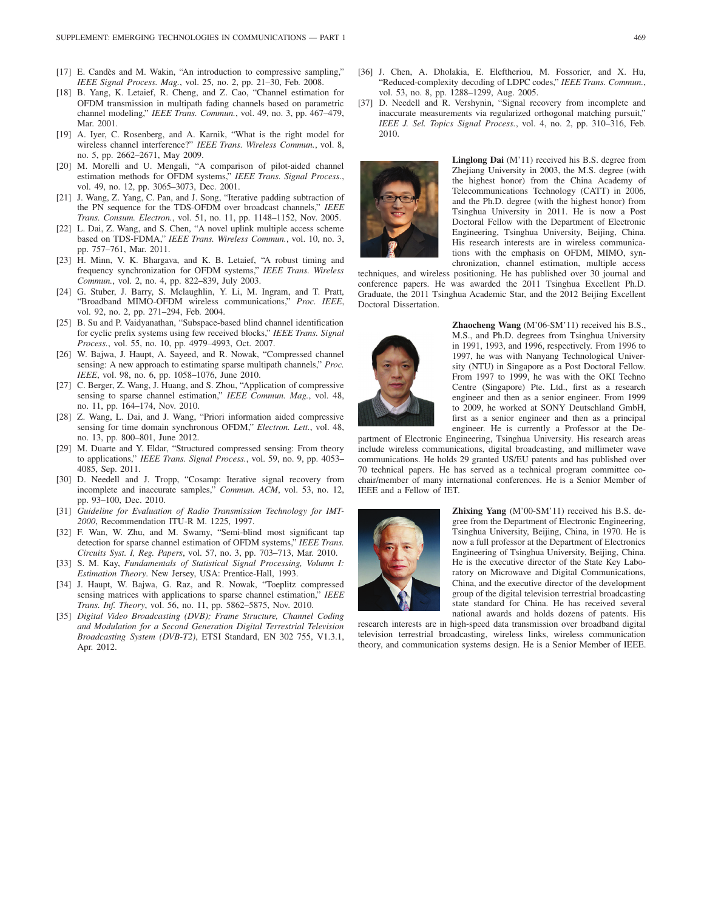[17] E. Candès and M. Wakin, "An introduction to compressive sampling," *IEEE Signal Process. Mag.*, vol. 25, no. 2, pp. 21–30, Feb. 2008.

[18] B. Yang, K. Letaief, R. Cheng, and Z. Cao, "Channel estimation for OFDM transmission in multipath fading channels based on parametric channel modeling," *IEEE Trans. Commun.*, vol. 49, no. 3, pp. 467–479, Mar. 2001.

[19] A. Iyer, C. Rosenberg, and A. Karnik, "What is the right model for wireless channel interference?" *IEEE Trans. Wireless Commun.*, vol. 8, no. 5, pp. 2662–2671, May 2009.

[20] M. Morelli and U. Mengali, "A comparison of pilot-aided channel estimation methods for OFDM systems," *IEEE Trans. Signal Process.*, vol. 49, no. 12, pp. 3065–3073, Dec. 2001.

[21] J. Wang, Z. Yang, C. Pan, and J. Song, "Iterative padding subtraction of the PN sequence for the TDS-OFDM over broadcast channels," *IEEE Trans. Consum. Electron.*, vol. 51, no. 11, pp. 1148–1152, Nov. 2005.

[22] L. Dai, Z. Wang, and S. Chen, "A novel uplink multiple access scheme based on TDS-FDMA," *IEEE Trans. Wireless Commun.*, vol. 10, no. 3, pp. 757–761, Mar. 2011.

[23] H. Minn, V. K. Bhargava, and K. B. Letaief, "A robust timing and frequency synchronization for OFDM systems," *IEEE Trans. Wireless Commun.*, vol. 2, no. 4, pp. 822–839, July 2003.

[24] G. Stuber, J. Barry, S. Mclaughlin, Y. Li, M. Ingram, and T. Pratt, "Broadband MIMO-OFDM wireless communications," *Proc. IEEE*, vol. 92, no. 2, pp. 271–294, Feb. 2004.

[25] B. Su and P. Vaidyanathan, "Subspace-based blind channel identification for cyclic prefix systems using few received blocks," *IEEE Trans. Signal Process.*, vol. 55, no. 10, pp. 4979–4993, Oct. 2007.

[26] W. Bajwa, J. Haupt, A. Sayeed, and R. Nowak, "Compressed channel sensing: A new approach to estimating sparse multipath channels," *Proc. IEEE*, vol. 98, no. 6, pp. 1058–1076, June 2010.

[27] C. Berger, Z. Wang, J. Huang, and S. Zhou, "Application of compressive sensing to sparse channel estimation," *IEEE Commun. Mag.*, vol. 48, no. 11, pp. 164–174, Nov. 2010.

[28] Z. Wang, L. Dai, and J. Wang, "Priori information aided compressive sensing for time domain synchronous OFDM," *Electron. Lett.*, vol. 48, no. 13, pp. 800–801, June 2012.

[29] M. Duarte and Y. Eldar, "Structured compressed sensing: From theory to applications," *IEEE Trans. Signal Process.*, vol. 59, no. 9, pp. 4053–4085, Sep. 2011.

[30] D. Needell and J. Tropp, "Cosamp: Iterative signal recovery from incomplete and inaccurate samples," *Commun. ACM*, vol. 53, no. 12, pp. 93–100, Dec. 2010.

[31] *Guideline for Evaluation of Radio Transmission Technology for IMT-2000*, Recommendation ITU-R M. 1225, 1997.

[32] F. Wan, W. Zhu, and M. Swamy, "Semi-blind most significant tap detection for sparse channel estimation of OFDM systems," *IEEE Trans. Circuits Syst. I, Reg. Papers*, vol. 57, no. 3, pp. 703–713, Mar. 2010.

[33] S. M. Kay, *Fundamentals of Statistical Signal Processing, Volumn I: Estimation Theory*. New Jersey, USA: Prentice-Hall, 1993.

[34] J. Haupt, W. Bajwa, G. Raz, and R. Nowak, "Toeplitz compressed sensing matrices with applications to sparse channel estimation," *IEEE Trans. Inf. Theory*, vol. 56, no. 11, pp. 5862–5875, Nov. 2010.

[35] *Digital Video Broadcasting (DVB); Frame Structure, Channel Coding and Modulation for a Second Generation Digital Terrestrial Television Broadcasting System (DVB-T2)*, ETSI Standard, EN 302 755, V1.3.1, Apr. 2012.

[36] J. Chen, A. Dholakia, E. Eleftheriou, M. Fossorier, and X. Hu, "Reduced-complexity decoding of LDPC codes," *IEEE Trans. Commun.*, vol. 53, no. 8, pp. 1288–1299, Aug. 2005.

[37] D. Needell and R. Vershynin, "Signal recovery from incomplete and inaccurate measurements via regularized orthogonal matching pursuit," *IEEE J. Sel. Topics Signal Process.*, vol. 4, no. 2, pp. 310–316, Feb. 2010.

**Linglong Dai** (M'11) received his B.S. degree from Zhejiang University in 2003, the M.S. degree (with the highest honor) from the China Academy of Telecommunications Technology (CATT) in 2006, and the Ph.D. degree (with the highest honor) from Tsinghua University in 2011. He is now a Post Doctoral Fellow with the Department of Electronic Engineering, Tsinghua University, Beijing, China. His research interests are in wireless communications with the emphasis on OFDM, MIMO, synchronization, channel estimation, multiple access techniques, and wireless positioning. He has published over 30 journal and conference papers. He was awarded the 2011 Tsinghua Excellent Ph.D. Graduate, the 2011 Tsinghua Academic Star, and the 2012 Beijing Excellent Doctoral Dissertation.

**Zhaocheng Wang** (M'06-SM'11) received his B.S., M.S., and Ph.D. degrees from Tsinghua University in 1991, 1993, and 1996, respectively. From 1996 to 1997, he was with Nanyang Technological University (NTU) in Singapore as a Post Doctoral Fellow. From 1997 to 1999, he was with the OKI Techno Centre (Singapore) Pte. Ltd., first as a research engineer and then as a senior engineer. From 1999 to 2009, he worked at SONY Deutschland GmbH, first as a senior engineer and then as a principal engineer. He is currently a Professor at the Department of Electronic Engineering, Tsinghua University. His research areas include wireless communications, digital broadcasting, and millimeter wave communications. He holds 29 granted US/EU patents and has published over 70 technical papers. He has served as a technical program committee co-chair/member of many international conferences. He is a Senior Member of IEEE and a Fellow of IET.

**Zhixing Yang** (M'00-SM'11) received his B.S. degree from the Department of Electronic Engineering, Tsinghua University, Beijing, China, in 1970. He is now a full professor at the Department of Electronics Engineering of Tsinghua University, Beijing, China. He is the executive director of the State Key Laboratory on Microwave and Digital Communications, China, and the executive director of the development group of the digital television terrestrial broadcasting state standard for China. He has received several national awards and holds dozens of patents. His research interests are in high-speed data transmission over broadband digital television terrestrial broadcasting, wireless links, wireless communication theory, and communication systems design. He is a Senior Member of IEEE.